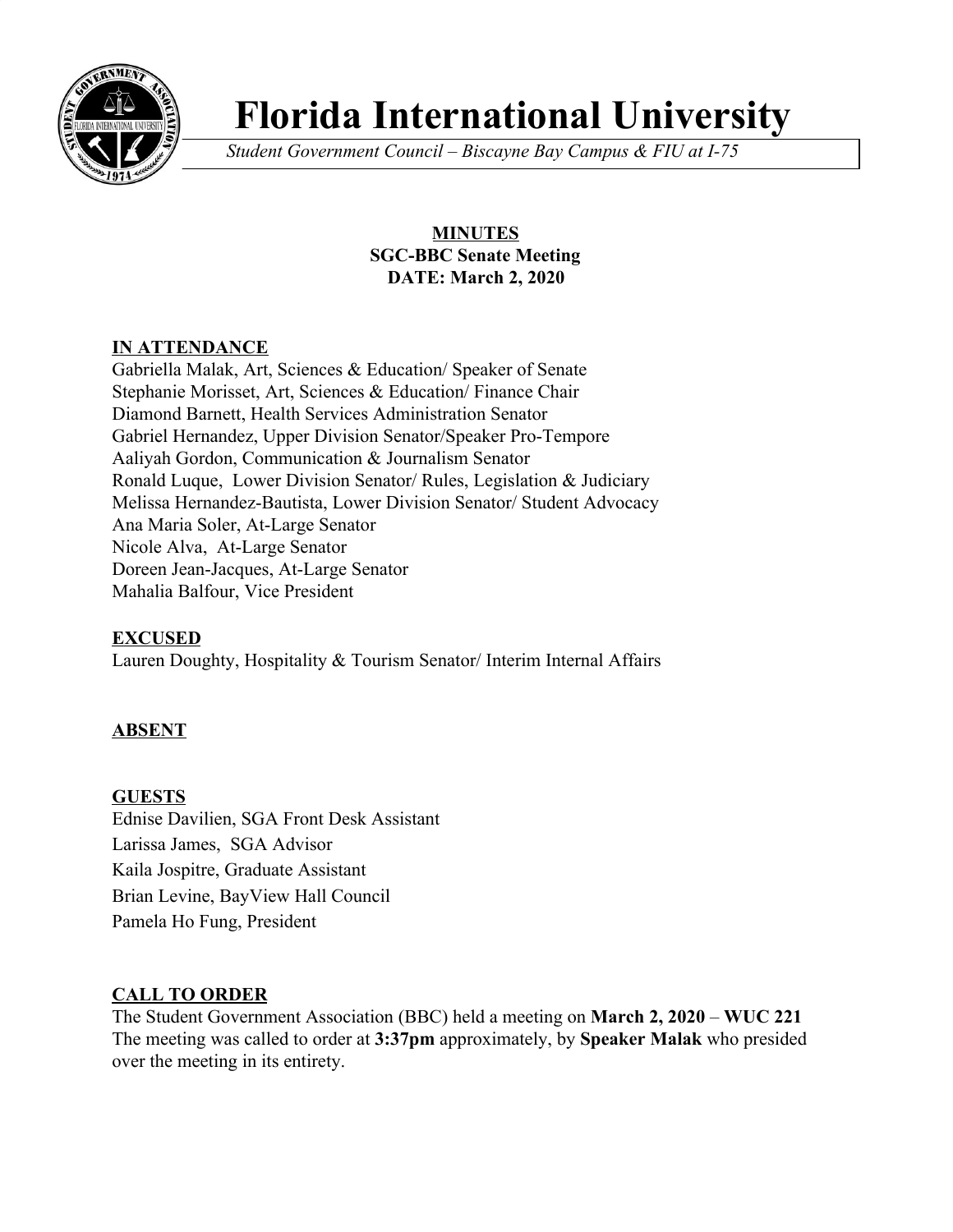# Florida International University

*Student Government Council – Biscayne Bay Campus & FIU at I-75*

**MINUTES**
**SGC-BBC Senate Meeting**
**DATE: March 2, 2020**

## IN ATTENDANCE

Gabriella Malak, Art, Sciences & Education/ Speaker of Senate
Stephanie Morisset, Art, Sciences & Education/ Finance Chair
Diamond Barnett, Health Services Administration Senator
Gabriel Hernandez, Upper Division Senator/Speaker Pro-Tempore
Aaliyah Gordon, Communication & Journalism Senator
Ronald Luque, Lower Division Senator/ Rules, Legislation & Judiciary
Melissa Hernandez-Bautista, Lower Division Senator/ Student Advocacy
Ana Maria Soler, At-Large Senator
Nicole Alva, At-Large Senator
Doreen Jean-Jacques, At-Large Senator
Mahalia Balfour, Vice President

## EXCUSED

Lauren Doughty, Hospitality & Tourism Senator/ Interim Internal Affairs

## ABSENT

## GUESTS

Ednise Davilien, SGA Front Desk Assistant
Larissa James, SGA Advisor
Kaila Jospitre, Graduate Assistant
Brian Levine, BayView Hall Council
Pamela Ho Fung, President

## CALL TO ORDER

The Student Government Association (BBC) held a meeting on **March 2, 2020** – **WUC 221**
The meeting was called to order at **3:37pm** approximately, by **Speaker Malak** who presided over the meeting in its entirety.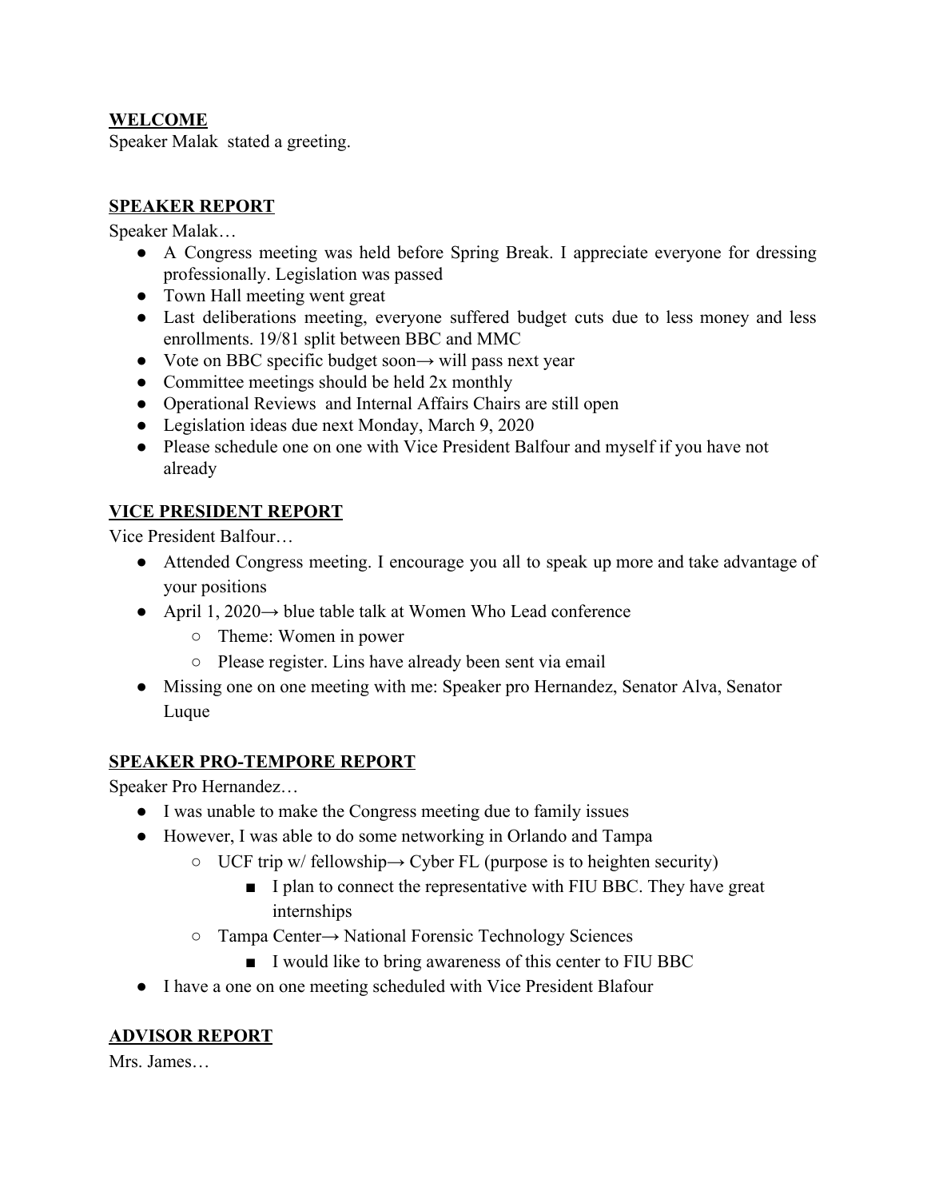**WELCOME**

Speaker Malak  stated a greeting.

**SPEAKER REPORT**

Speaker Malak…

- A Congress meeting was held before Spring Break. I appreciate everyone for dressing professionally. Legislation was passed
- Town Hall meeting went great
- Last deliberations meeting, everyone suffered budget cuts due to less money and less enrollments. 19/81 split between BBC and MMC
- Vote on BBC specific budget soon→ will pass next year
- Committee meetings should be held 2x monthly
- Operational Reviews  and Internal Affairs Chairs are still open
- Legislation ideas due next Monday, March 9, 2020
- Please schedule one on one with Vice President Balfour and myself if you have not already

**VICE PRESIDENT REPORT**

Vice President Balfour…

- Attended Congress meeting. I encourage you all to speak up more and take advantage of your positions
- April 1, 2020→ blue table talk at Women Who Lead conference
    - Theme: Women in power
    - Please register. Lins have already been sent via email
- Missing one on one meeting with me: Speaker pro Hernandez, Senator Alva, Senator Luque

**SPEAKER PRO-TEMPORE REPORT**

Speaker Pro Hernandez…

- I was unable to make the Congress meeting due to family issues
- However, I was able to do some networking in Orlando and Tampa
    - UCF trip w/ fellowship→ Cyber FL (purpose is to heighten security)
        - I plan to connect the representative with FIU BBC. They have great internships
    - Tampa Center→ National Forensic Technology Sciences
        - I would like to bring awareness of this center to FIU BBC
- I have a one on one meeting scheduled with Vice President Blafour

**ADVISOR REPORT**

Mrs. James…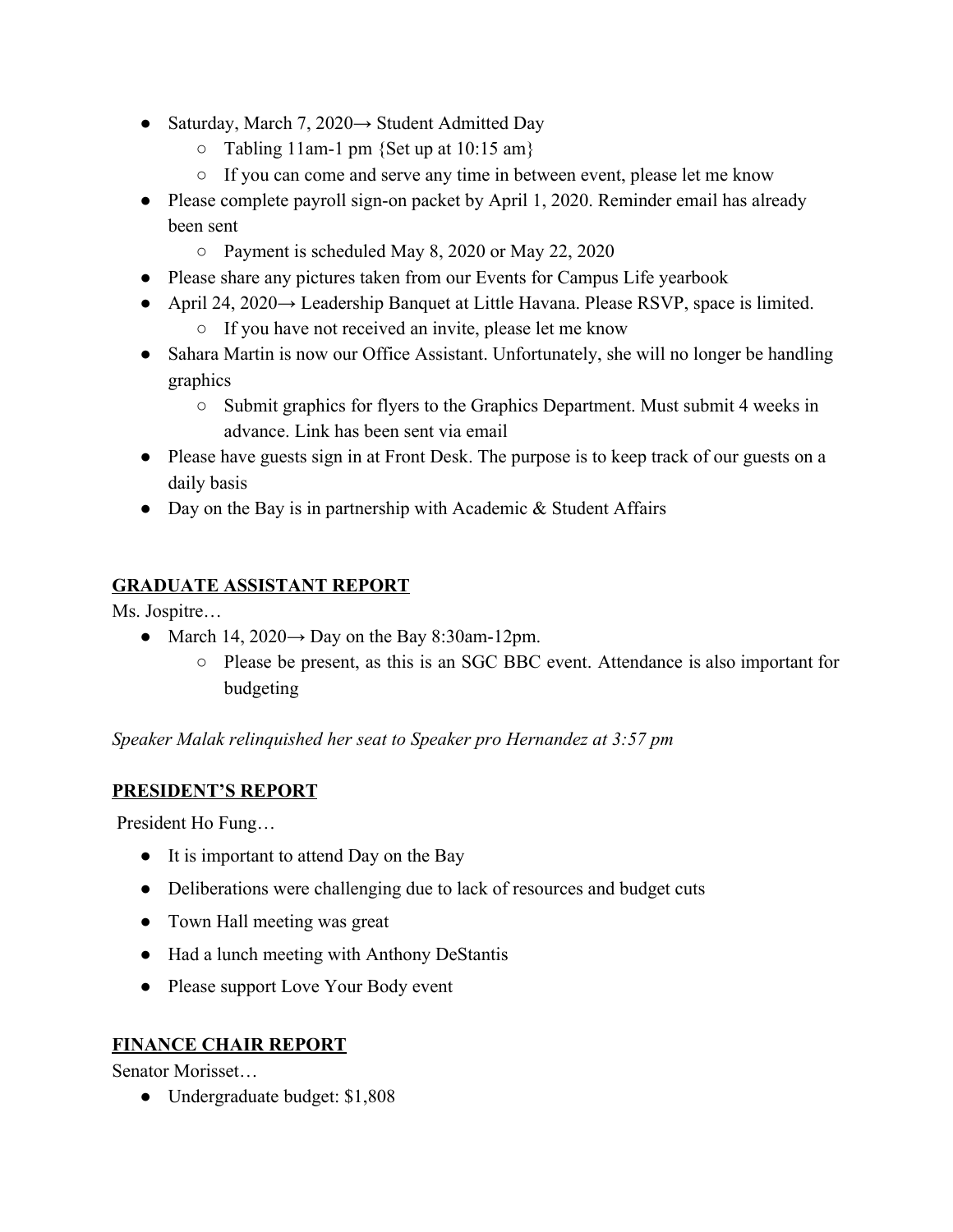- Saturday, March 7, 2020→ Student Admitted Day
    - Tabling 11am-1 pm {Set up at 10:15 am}
    - If you can come and serve any time in between event, please let me know
- Please complete payroll sign-on packet by April 1, 2020. Reminder email has already been sent
    - Payment is scheduled May 8, 2020 or May 22, 2020
- Please share any pictures taken from our Events for Campus Life yearbook
- April 24, 2020→ Leadership Banquet at Little Havana. Please RSVP, space is limited.
    - If you have not received an invite, please let me know
- Sahara Martin is now our Office Assistant. Unfortunately, she will no longer be handling graphics
    - Submit graphics for flyers to the Graphics Department. Must submit 4 weeks in advance. Link has been sent via email
- Please have guests sign in at Front Desk. The purpose is to keep track of our guests on a daily basis
- Day on the Bay is in partnership with Academic & Student Affairs

## GRADUATE ASSISTANT REPORT

Ms. Jospitre…

- March 14, 2020→ Day on the Bay 8:30am-12pm.
    - Please be present, as this is an SGC BBC event. Attendance is also important for budgeting

*Speaker Malak relinquished her seat to Speaker pro Hernandez at 3:57 pm*

## PRESIDENT'S REPORT

President Ho Fung…

- It is important to attend Day on the Bay
- Deliberations were challenging due to lack of resources and budget cuts
- Town Hall meeting was great
- Had a lunch meeting with Anthony DeStantis
- Please support Love Your Body event

## FINANCE CHAIR REPORT

Senator Morisset…

- Undergraduate budget: $1,808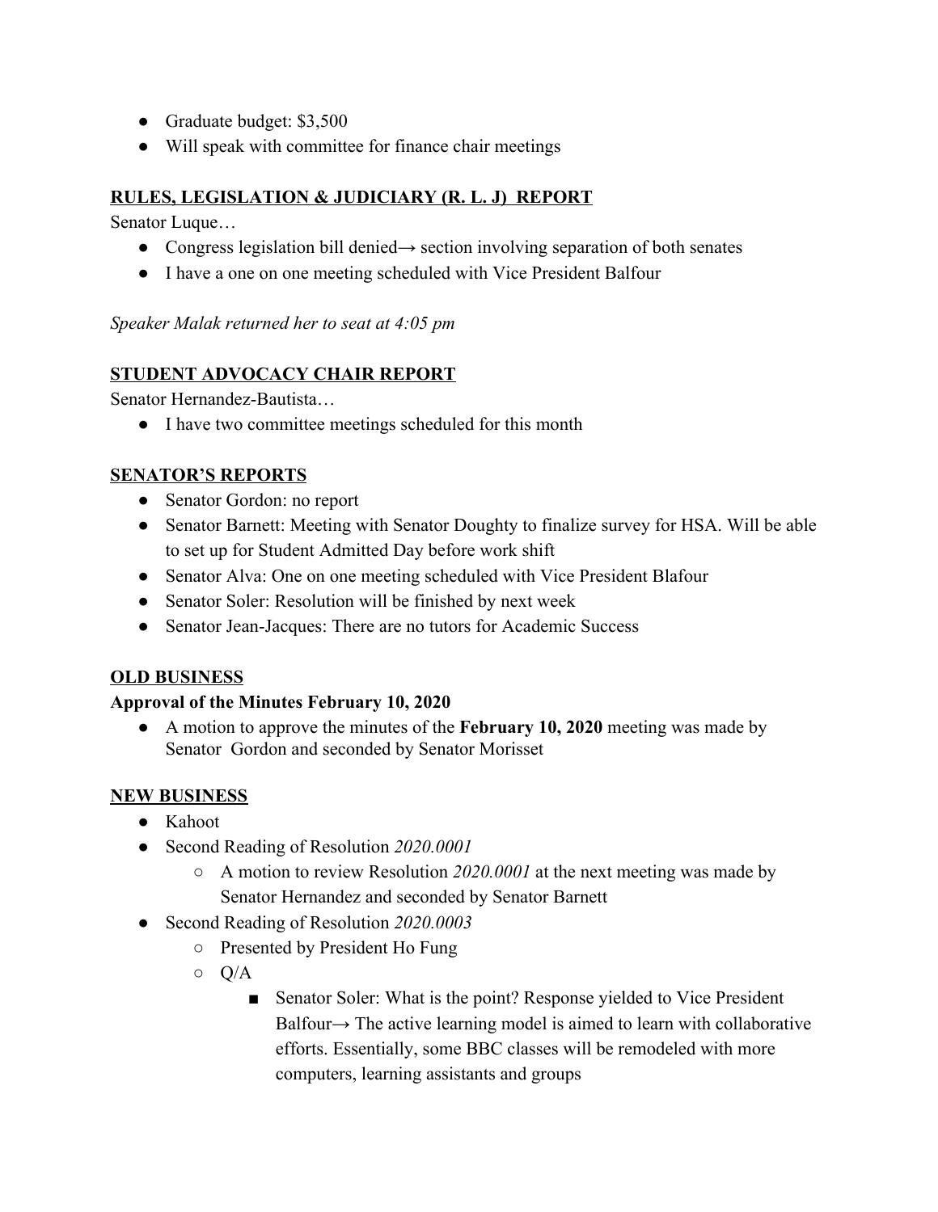- Graduate budget: $3,500
- Will speak with committee for finance chair meetings

**RULES, LEGISLATION & JUDICIARY (R. L. J) REPORT**

Senator Luque…

- Congress legislation bill denied→ section involving separation of both senates
- I have a one on one meeting scheduled with Vice President Balfour

*Speaker Malak returned her to seat at 4:05 pm*

**STUDENT ADVOCACY CHAIR REPORT**

Senator Hernandez-Bautista…

- I have two committee meetings scheduled for this month

**SENATOR'S REPORTS**

- Senator Gordon: no report
- Senator Barnett: Meeting with Senator Doughty to finalize survey for HSA. Will be able to set up for Student Admitted Day before work shift
- Senator Alva: One on one meeting scheduled with Vice President Blafour
- Senator Soler: Resolution will be finished by next week
- Senator Jean-Jacques: There are no tutors for Academic Success

**OLD BUSINESS**

**Approval of the Minutes February 10, 2020**

- A motion to approve the minutes of the **February 10, 2020** meeting was made by Senator Gordon and seconded by Senator Morisset

**NEW BUSINESS**

- Kahoot
- Second Reading of Resolution *2020.0001*
    - A motion to review Resolution *2020.0001* at the next meeting was made by Senator Hernandez and seconded by Senator Barnett
- Second Reading of Resolution *2020.0003*
    - Presented by President Ho Fung
    - Q/A
        - Senator Soler: What is the point? Response yielded to Vice President Balfour→ The active learning model is aimed to learn with collaborative efforts. Essentially, some BBC classes will be remodeled with more computers, learning assistants and groups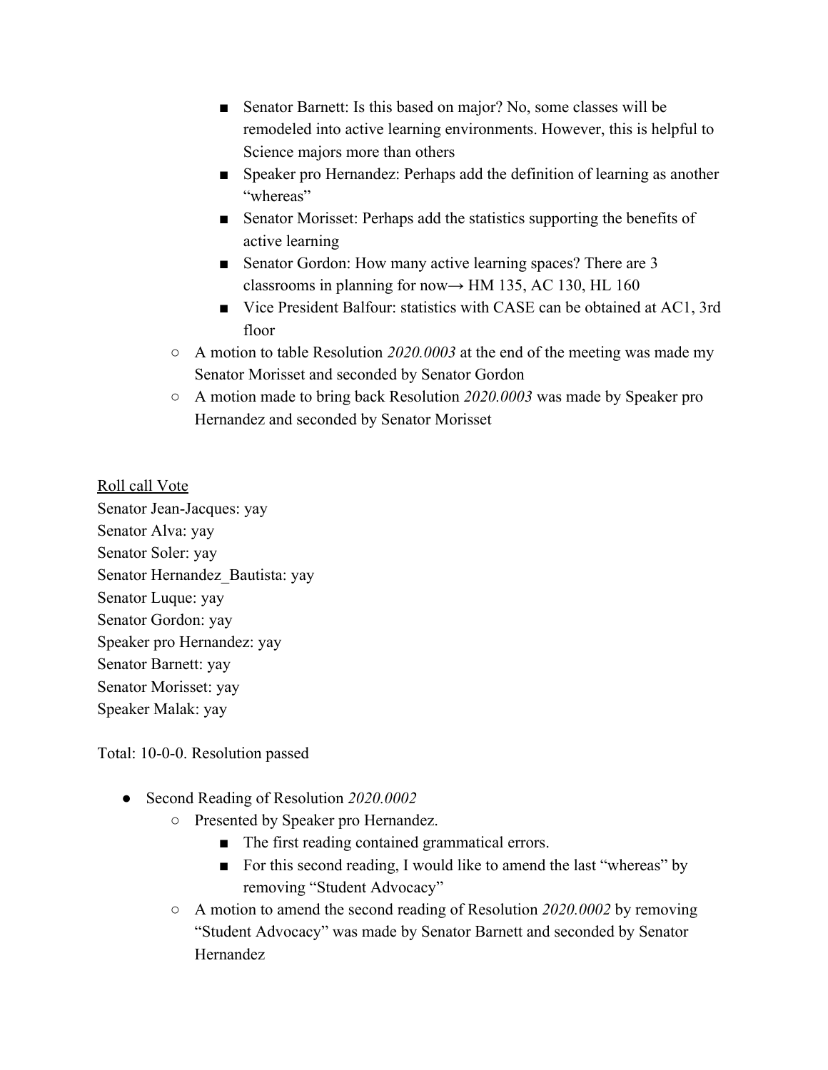- Senator Barnett: Is this based on major? No, some classes will be remodeled into active learning environments. However, this is helpful to Science majors more than others
        - Speaker pro Hernandez: Perhaps add the definition of learning as another "whereas"
        - Senator Morisset: Perhaps add the statistics supporting the benefits of active learning
        - Senator Gordon: How many active learning spaces? There are 3 classrooms in planning for now→ HM 135, AC 130, HL 160
        - Vice President Balfour: statistics with CASE can be obtained at AC1, 3rd floor
    - A motion to table Resolution *2020.0003* at the end of the meeting was made my Senator Morisset and seconded by Senator Gordon
    - A motion made to bring back Resolution *2020.0003* was made by Speaker pro Hernandez and seconded by Senator Morisset

<u>Roll call Vote</u>

Senator Jean-Jacques: yay
Senator Alva: yay
Senator Soler: yay
Senator Hernandez_Bautista: yay
Senator Luque: yay
Senator Gordon: yay
Speaker pro Hernandez: yay
Senator Barnett: yay
Senator Morisset: yay
Speaker Malak: yay

Total: 10-0-0. Resolution passed

- Second Reading of Resolution *2020.0002*
    - Presented by Speaker pro Hernandez.
        - The first reading contained grammatical errors.
        - For this second reading, I would like to amend the last "whereas" by removing "Student Advocacy"
    - A motion to amend the second reading of Resolution *2020.0002* by removing "Student Advocacy" was made by Senator Barnett and seconded by Senator Hernandez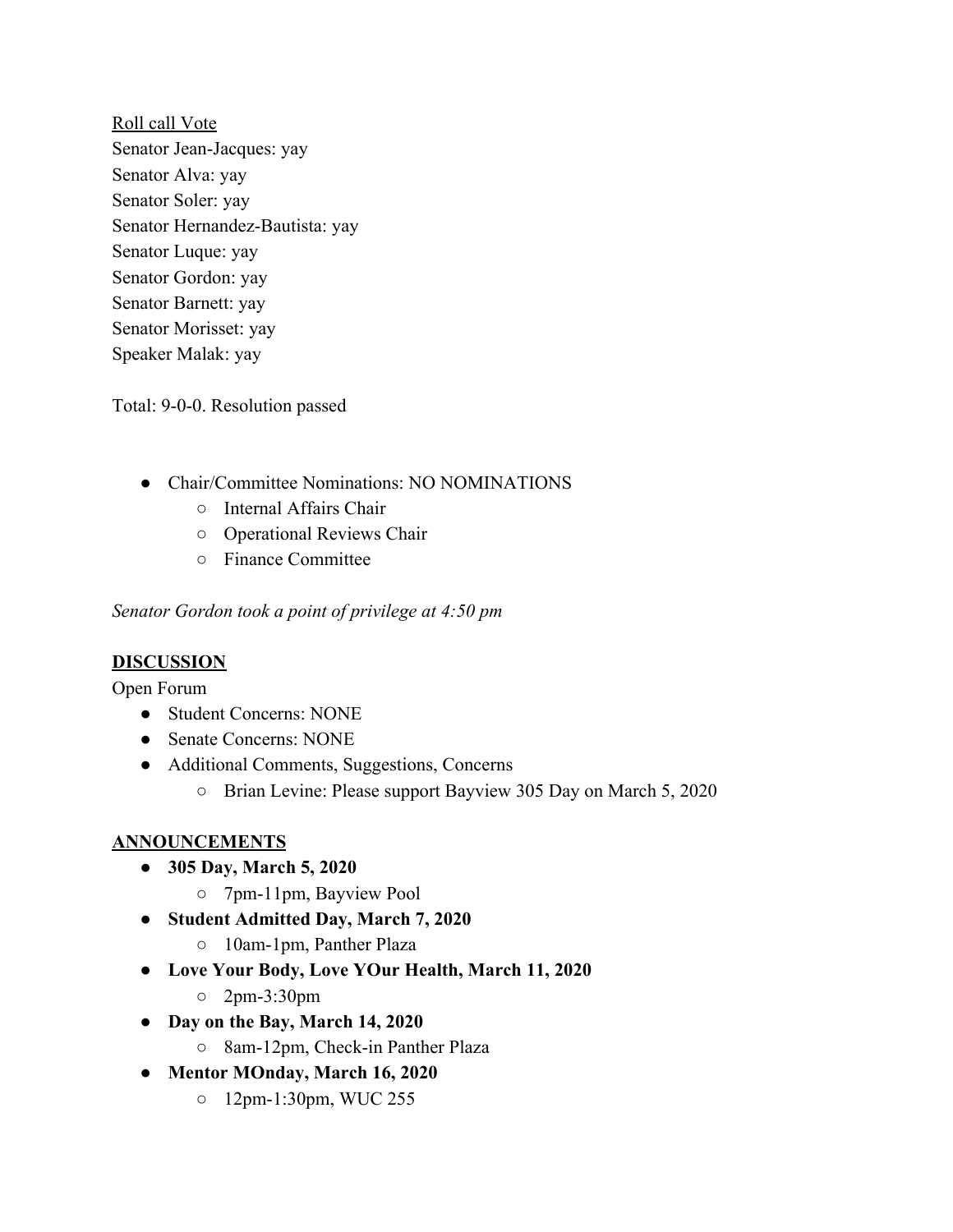<u>Roll call Vote</u>
Senator Jean-Jacques: yay
Senator Alva: yay
Senator Soler: yay
Senator Hernandez-Bautista: yay
Senator Luque: yay
Senator Gordon: yay
Senator Barnett: yay
Senator Morisset: yay
Speaker Malak: yay

Total: 9-0-0. Resolution passed

- Chair/Committee Nominations: NO NOMINATIONS
  - Internal Affairs Chair
  - Operational Reviews Chair
  - Finance Committee

*Senator Gordon took a point of privilege at 4:50 pm*

**<u>DISCUSSION</u>**

Open Forum

- Student Concerns: NONE
- Senate Concerns: NONE
- Additional Comments, Suggestions, Concerns
  - Brian Levine: Please support Bayview 305 Day on March 5, 2020

**<u>ANNOUNCEMENTS</u>**

- **305 Day, March 5, 2020**
  - 7pm-11pm, Bayview Pool
- **Student Admitted Day, March 7, 2020**
  - 10am-1pm, Panther Plaza
- **Love Your Body, Love YOur Health, March 11, 2020**
  - 2pm-3:30pm
- **Day on the Bay, March 14, 2020**
  - 8am-12pm, Check-in Panther Plaza
- **Mentor MOnday, March 16, 2020**
  - 12pm-1:30pm, WUC 255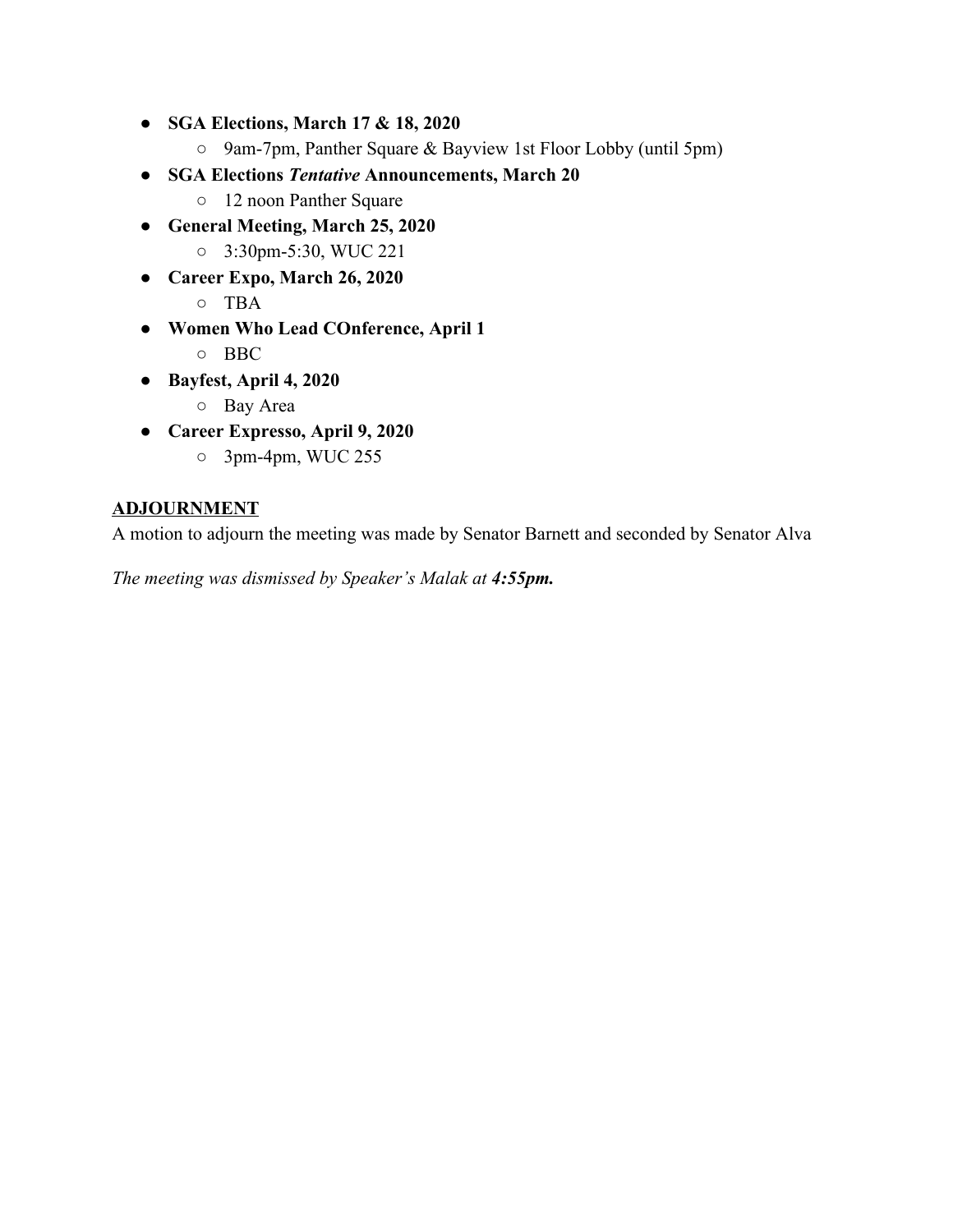- **SGA Elections, March 17 & 18, 2020**
  - 9am-7pm, Panther Square & Bayview 1st Floor Lobby (until 5pm)
- **SGA Elections *Tentative* Announcements, March 20**
  - 12 noon Panther Square
- **General Meeting, March 25, 2020**
  - 3:30pm-5:30, WUC 221
- **Career Expo, March 26, 2020**
  - TBA
- **Women Who Lead COnference, April 1**
  - BBC
- **Bayfest, April 4, 2020**
  - Bay Area
- **Career Expresso, April 9, 2020**
  - 3pm-4pm, WUC 255

## ADJOURNMENT

A motion to adjourn the meeting was made by Senator Barnett and seconded by Senator Alva

*The meeting was dismissed by Speaker's Malak at **4:55pm.***